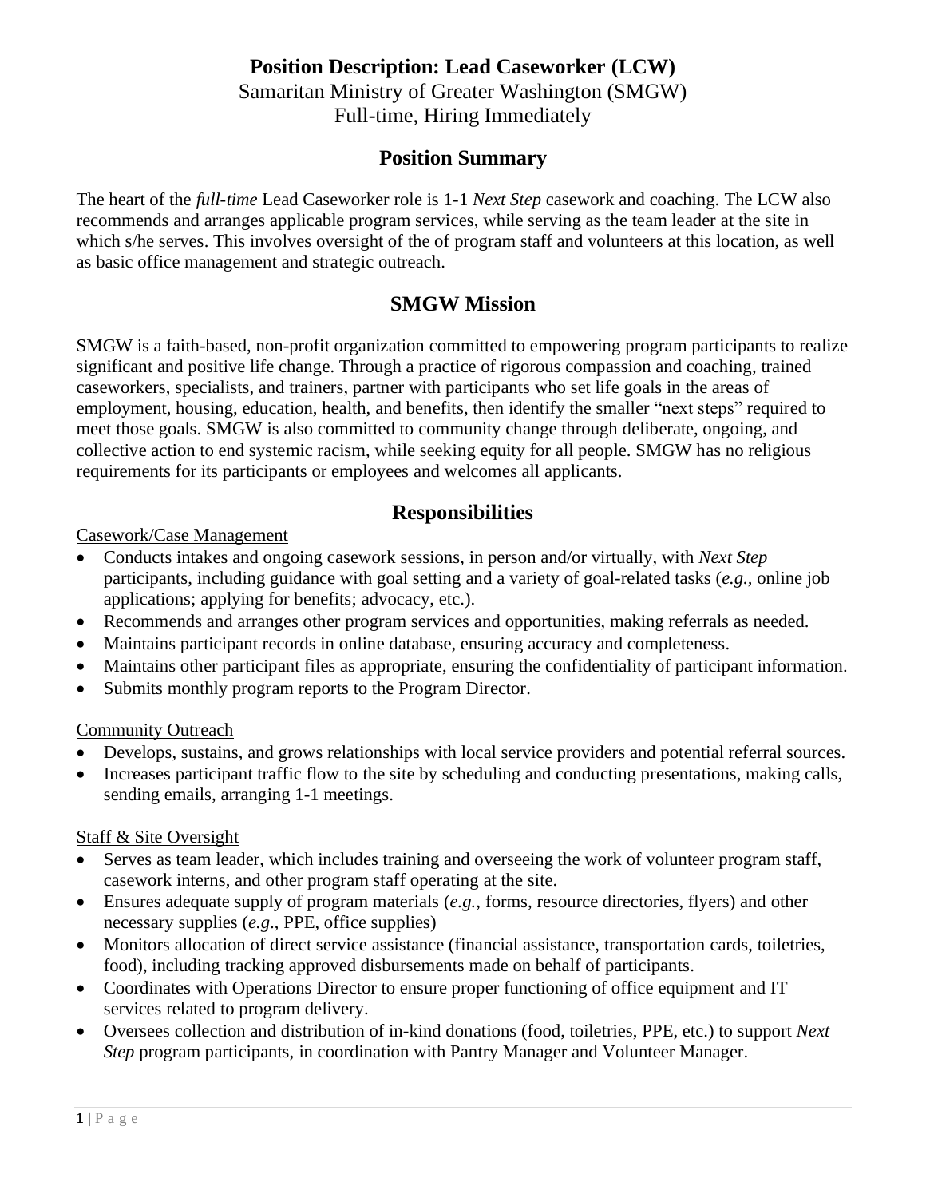# Position Description: Lead Caseworker (LCW)

Samaritan Ministry of Greater Washington (SMGW)
Full-time, Hiring Immediately

## Position Summary

The heart of the *full-time* Lead Caseworker role is 1-1 *Next Step* casework and coaching. The LCW also recommends and arranges applicable program services, while serving as the team leader at the site in which s/he serves. This involves oversight of the of program staff and volunteers at this location, as well as basic office management and strategic outreach.

## SMGW Mission

SMGW is a faith-based, non-profit organization committed to empowering program participants to realize significant and positive life change. Through a practice of rigorous compassion and coaching, trained caseworkers, specialists, and trainers, partner with participants who set life goals in the areas of employment, housing, education, health, and benefits, then identify the smaller "next steps" required to meet those goals. SMGW is also committed to community change through deliberate, ongoing, and collective action to end systemic racism, while seeking equity for all people. SMGW has no religious requirements for its participants or employees and welcomes all applicants.

## Responsibilities

<u>Casework/Case Management</u>

- Conducts intakes and ongoing casework sessions, in person and/or virtually, with *Next Step* participants, including guidance with goal setting and a variety of goal-related tasks (*e.g.*, online job applications; applying for benefits; advocacy, etc.).
- Recommends and arranges other program services and opportunities, making referrals as needed.
- Maintains participant records in online database, ensuring accuracy and completeness.
- Maintains other participant files as appropriate, ensuring the confidentiality of participant information.
- Submits monthly program reports to the Program Director.

<u>Community Outreach</u>

- Develops, sustains, and grows relationships with local service providers and potential referral sources.
- Increases participant traffic flow to the site by scheduling and conducting presentations, making calls, sending emails, arranging 1-1 meetings.

<u>Staff & Site Oversight</u>

- Serves as team leader, which includes training and overseeing the work of volunteer program staff, casework interns, and other program staff operating at the site.
- Ensures adequate supply of program materials (*e.g.*, forms, resource directories, flyers) and other necessary supplies (*e.g*., PPE, office supplies)
- Monitors allocation of direct service assistance (financial assistance, transportation cards, toiletries, food), including tracking approved disbursements made on behalf of participants.
- Coordinates with Operations Director to ensure proper functioning of office equipment and IT services related to program delivery.
- Oversees collection and distribution of in-kind donations (food, toiletries, PPE, etc.) to support *Next Step* program participants, in coordination with Pantry Manager and Volunteer Manager.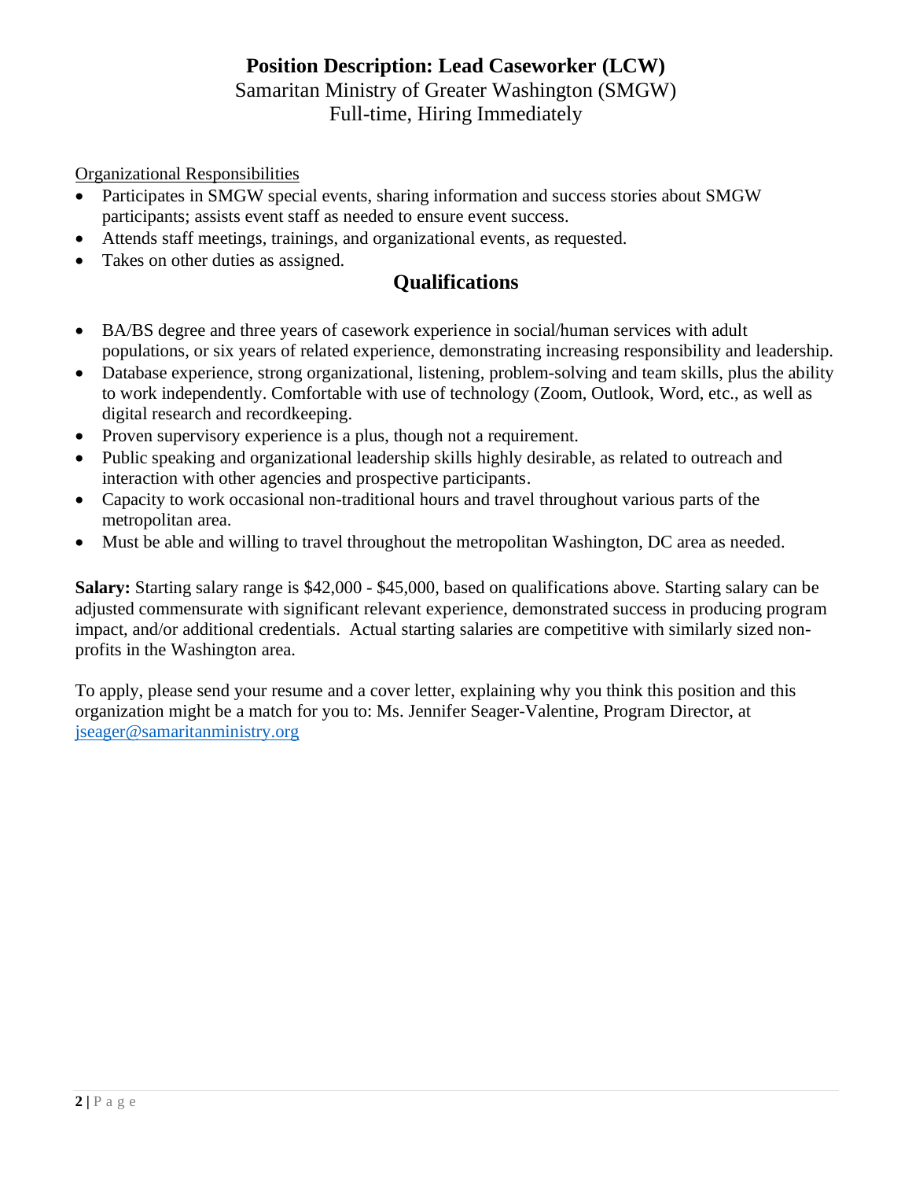# Position Description: Lead Caseworker (LCW)

Samaritan Ministry of Greater Washington (SMGW)
Full-time, Hiring Immediately

Organizational Responsibilities

- Participates in SMGW special events, sharing information and success stories about SMGW participants; assists event staff as needed to ensure event success.
- Attends staff meetings, trainings, and organizational events, as requested.
- Takes on other duties as assigned.

## Qualifications

- BA/BS degree and three years of casework experience in social/human services with adult populations, or six years of related experience, demonstrating increasing responsibility and leadership.
- Database experience, strong organizational, listening, problem-solving and team skills, plus the ability to work independently. Comfortable with use of technology (Zoom, Outlook, Word, etc., as well as digital research and recordkeeping.
- Proven supervisory experience is a plus, though not a requirement.
- Public speaking and organizational leadership skills highly desirable, as related to outreach and interaction with other agencies and prospective participants.
- Capacity to work occasional non-traditional hours and travel throughout various parts of the metropolitan area.
- Must be able and willing to travel throughout the metropolitan Washington, DC area as needed.

**Salary:** Starting salary range is $42,000 - $45,000, based on qualifications above. Starting salary can be adjusted commensurate with significant relevant experience, demonstrated success in producing program impact, and/or additional credentials. Actual starting salaries are competitive with similarly sized non-profits in the Washington area.

To apply, please send your resume and a cover letter, explaining why you think this position and this organization might be a match for you to: Ms. Jennifer Seager-Valentine, Program Director, at jseager@samaritanministry.org